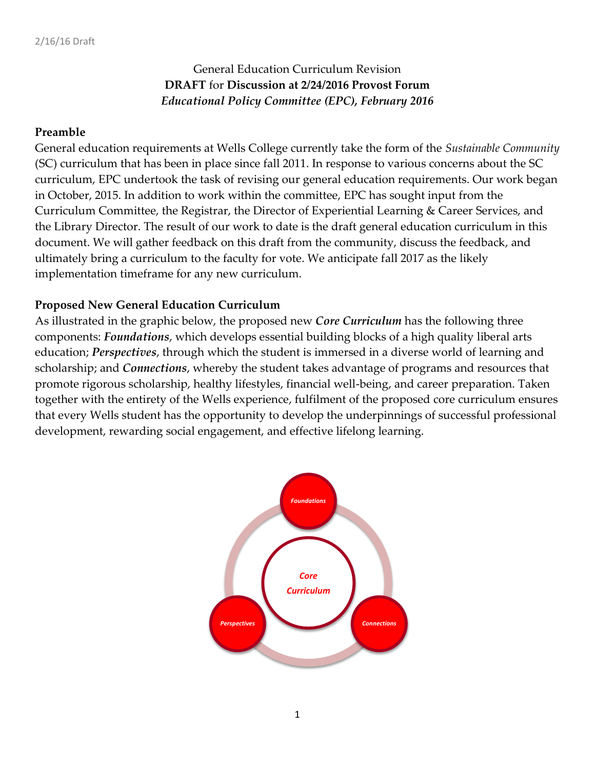2/16/16 Draft

General Education Curriculum Revision
**DRAFT** for **Discussion at 2/24/2016 Provost Forum**
***Educational Policy Committee (EPC), February 2016***

## Preamble

General education requirements at Wells College currently take the form of the *Sustainable Community* (SC) curriculum that has been in place since fall 2011. In response to various concerns about the SC curriculum, EPC undertook the task of revising our general education requirements. Our work began in October, 2015. In addition to work within the committee, EPC has sought input from the Curriculum Committee, the Registrar, the Director of Experiential Learning & Career Services, and the Library Director. The result of our work to date is the draft general education curriculum in this document. We will gather feedback on this draft from the community, discuss the feedback, and ultimately bring a curriculum to the faculty for vote. We anticipate fall 2017 as the likely implementation timeframe for any new curriculum.

## Proposed New General Education Curriculum

As illustrated in the graphic below, the proposed new ***Core Curriculum*** has the following three components: ***Foundations***, which develops essential building blocks of a high quality liberal arts education; ***Perspectives***, through which the student is immersed in a diverse world of learning and scholarship; and ***Connections***, whereby the student takes advantage of programs and resources that promote rigorous scholarship, healthy lifestyles, financial well-being, and career preparation. Taken together with the entirety of the Wells experience, fulfilment of the proposed core curriculum ensures that every Wells student has the opportunity to develop the underpinnings of successful professional development, rewarding social engagement, and effective lifelong learning.

*Core Curriculum* — *Foundations* — *Perspectives* — *Connections*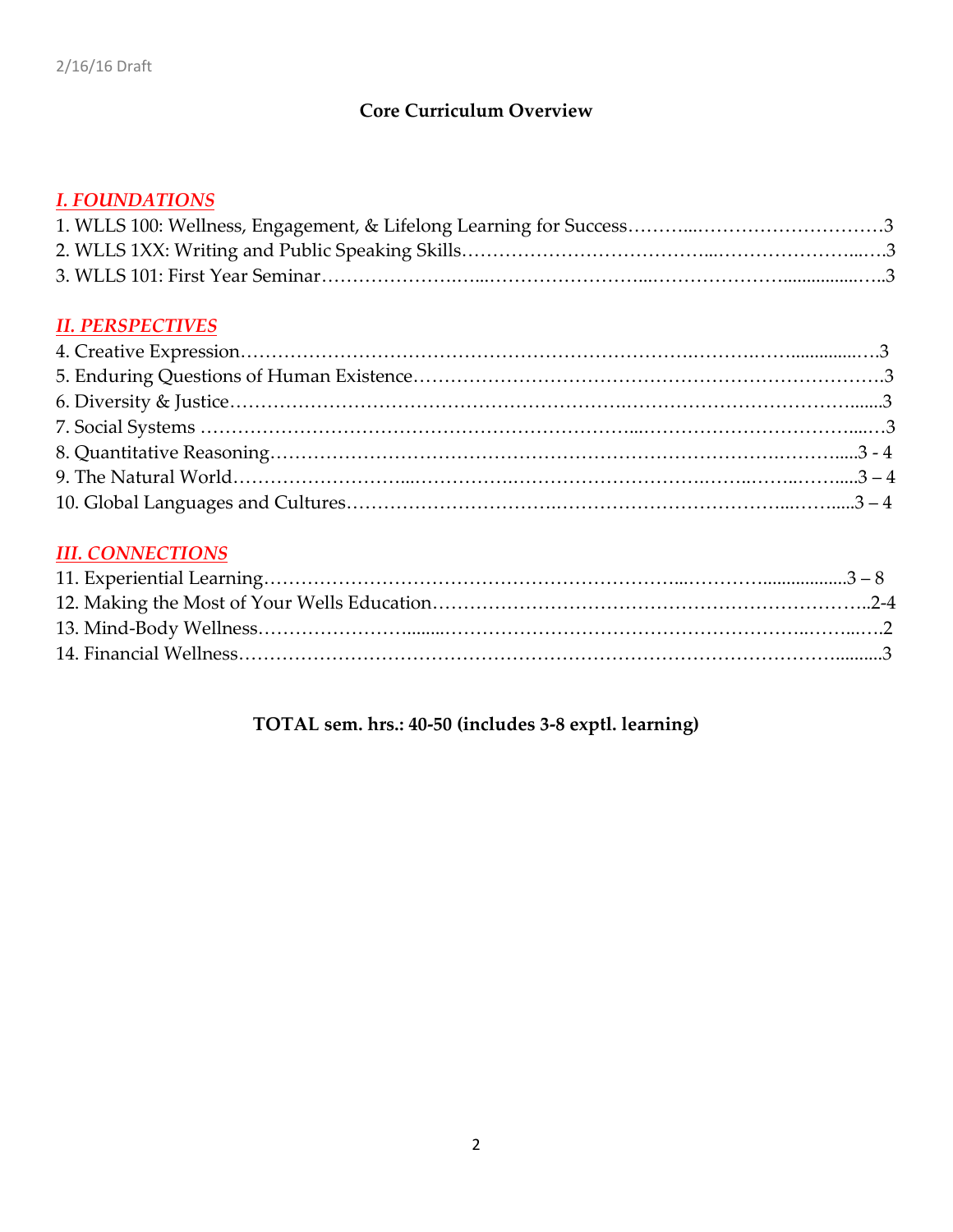2/16/16 Draft

## Core Curriculum Overview

### *I. FOUNDATIONS*

1. WLLS 100: Wellness, Engagement, & Lifelong Learning for Success……………………………………..3
2. WLLS 1XX: Writing and Public Speaking Skills……………………………………………………………3
3. WLLS 101: First Year Seminar………………………………………………………………………………3

### *II. PERSPECTIVES*

4. Creative Expression…………………………………………………………………………………………3
5. Enduring Questions of Human Existence………………………………………………………………….3
6. Diversity & Justice……………………………………………………………………………………………3
7. Social Systems ………………………………………………………………………………………………3
8. Quantitative Reasoning…………………………………………………………………………………3 - 4
9. The Natural World……………………………………………………………………………………3 – 4
10. Global Languages and Cultures…………………………………………………………………………3 – 4

### *III. CONNECTIONS*

11. Experiential Learning……………………………………………………………………………………3 – 8
12. Making the Most of Your Wells Education……………………………………………………………..2-4
13. Mind-Body Wellness………………………………………………………………………………………2
14. Financial Wellness…………………………………………………………………………………………3

**TOTAL sem. hrs.: 40-50 (includes 3-8 exptl. learning)**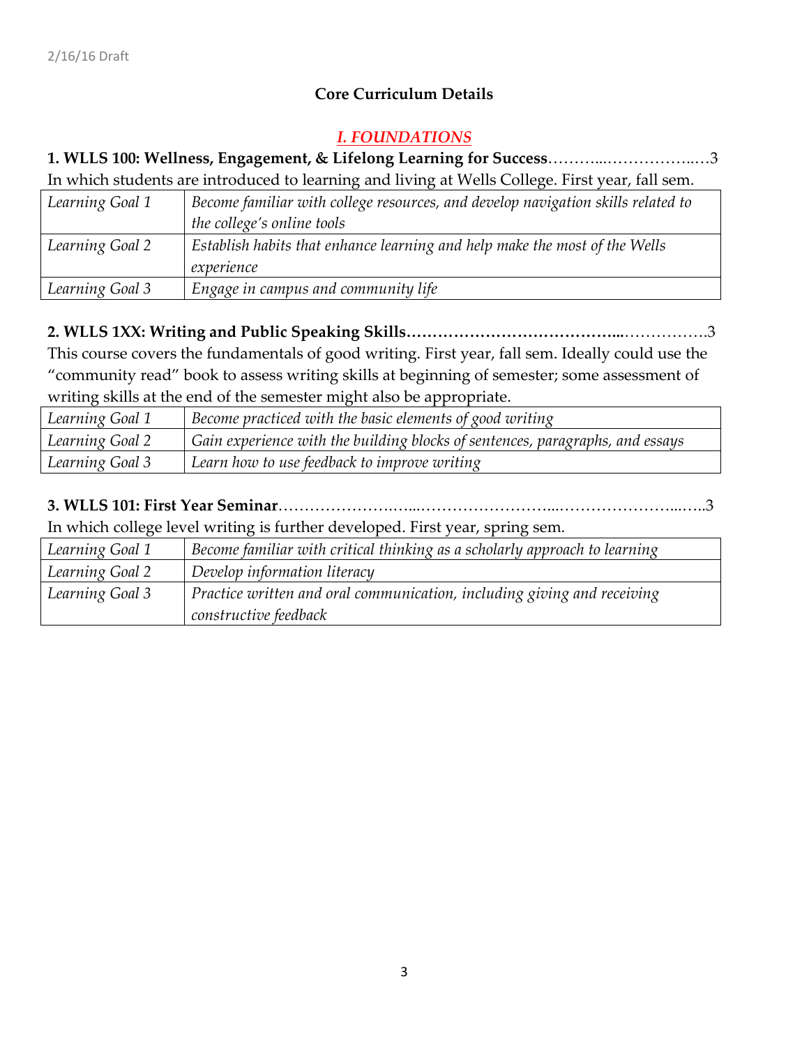2/16/16 Draft

## Core Curriculum Details

## *I. FOUNDATIONS*

**1. WLLS 100: Wellness, Engagement, & Lifelong Learning for Success**………..……………..…3

In which students are introduced to learning and living at Wells College. First year, fall sem.

| | |
|---|---|
| *Learning Goal 1* | *Become familiar with college resources, and develop navigation skills related to the college's online tools* |
| *Learning Goal 2* | *Establish habits that enhance learning and help make the most of the Wells experience* |
| *Learning Goal 3* | *Engage in campus and community life* |

**2. WLLS 1XX: Writing and Public Speaking Skills…………………………………...**…………….3

This course covers the fundamentals of good writing. First year, fall sem. Ideally could use the "community read" book to assess writing skills at beginning of semester; some assessment of writing skills at the end of the semester might also be appropriate.

| | |
|---|---|
| *Learning Goal 1* | *Become practiced with the basic elements of good writing* |
| *Learning Goal 2* | *Gain experience with the building blocks of sentences, paragraphs, and essays* |
| *Learning Goal 3* | *Learn how to use feedback to improve writing* |

**3. WLLS 101: First Year Seminar**………………….…...……………………...…………………...…..3

In which college level writing is further developed. First year, spring sem.

| | |
|---|---|
| *Learning Goal 1* | *Become familiar with critical thinking as a scholarly approach to learning* |
| *Learning Goal 2* | *Develop information literacy* |
| *Learning Goal 3* | *Practice written and oral communication, including giving and receiving constructive feedback* |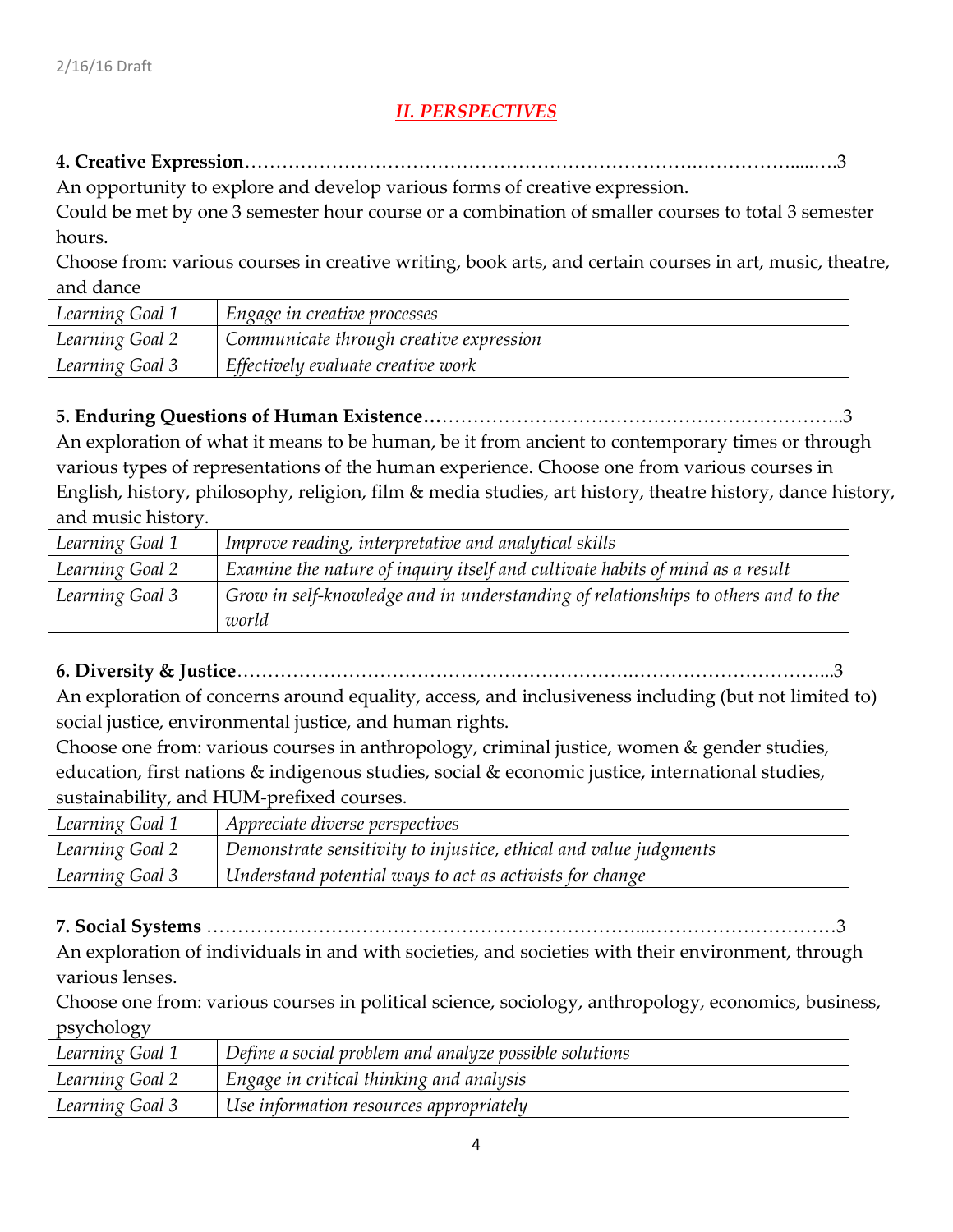## *II. PERSPECTIVES*

**4. Creative Expression**……………………………………………………………….……………......….3

An opportunity to explore and develop various forms of creative expression.

Could be met by one 3 semester hour course or a combination of smaller courses to total 3 semester hours.

Choose from: various courses in creative writing, book arts, and certain courses in art, music, theatre, and dance

| | |
|---|---|
| *Learning Goal 1* | *Engage in creative processes* |
| *Learning Goal 2* | *Communicate through creative expression* |
| *Learning Goal 3* | *Effectively evaluate creative work* |

**5. Enduring Questions of Human Existence…**……………………………………………………….3

An exploration of what it means to be human, be it from ancient to contemporary times or through various types of representations of the human experience. Choose one from various courses in English, history, philosophy, religion, film & media studies, art history, theatre history, dance history, and music history.

| | |
|---|---|
| *Learning Goal 1* | *Improve reading, interpretative and analytical skills* |
| *Learning Goal 2* | *Examine the nature of inquiry itself and cultivate habits of mind as a result* |
| *Learning Goal 3* | *Grow in self-knowledge and in understanding of relationships to others and to the world* |

**6. Diversity & Justice**…………………………………………………….…………………………...3

An exploration of concerns around equality, access, and inclusiveness including (but not limited to) social justice, environmental justice, and human rights.

Choose one from: various courses in anthropology, criminal justice, women & gender studies, education, first nations & indigenous studies, social & economic justice, international studies, sustainability, and HUM-prefixed courses.

| | |
|---|---|
| *Learning Goal 1* | *Appreciate diverse perspectives* |
| *Learning Goal 2* | *Demonstrate sensitivity to injustice, ethical and value judgments* |
| *Learning Goal 3* | *Understand potential ways to act as activists for change* |

**7. Social Systems** …………………………………………………………...…………………………3

An exploration of individuals in and with societies, and societies with their environment, through various lenses.

Choose one from: various courses in political science, sociology, anthropology, economics, business, psychology

| | |
|---|---|
| *Learning Goal 1* | *Define a social problem and analyze possible solutions* |
| *Learning Goal 2* | *Engage in critical thinking and analysis* |
| *Learning Goal 3* | *Use information resources appropriately* |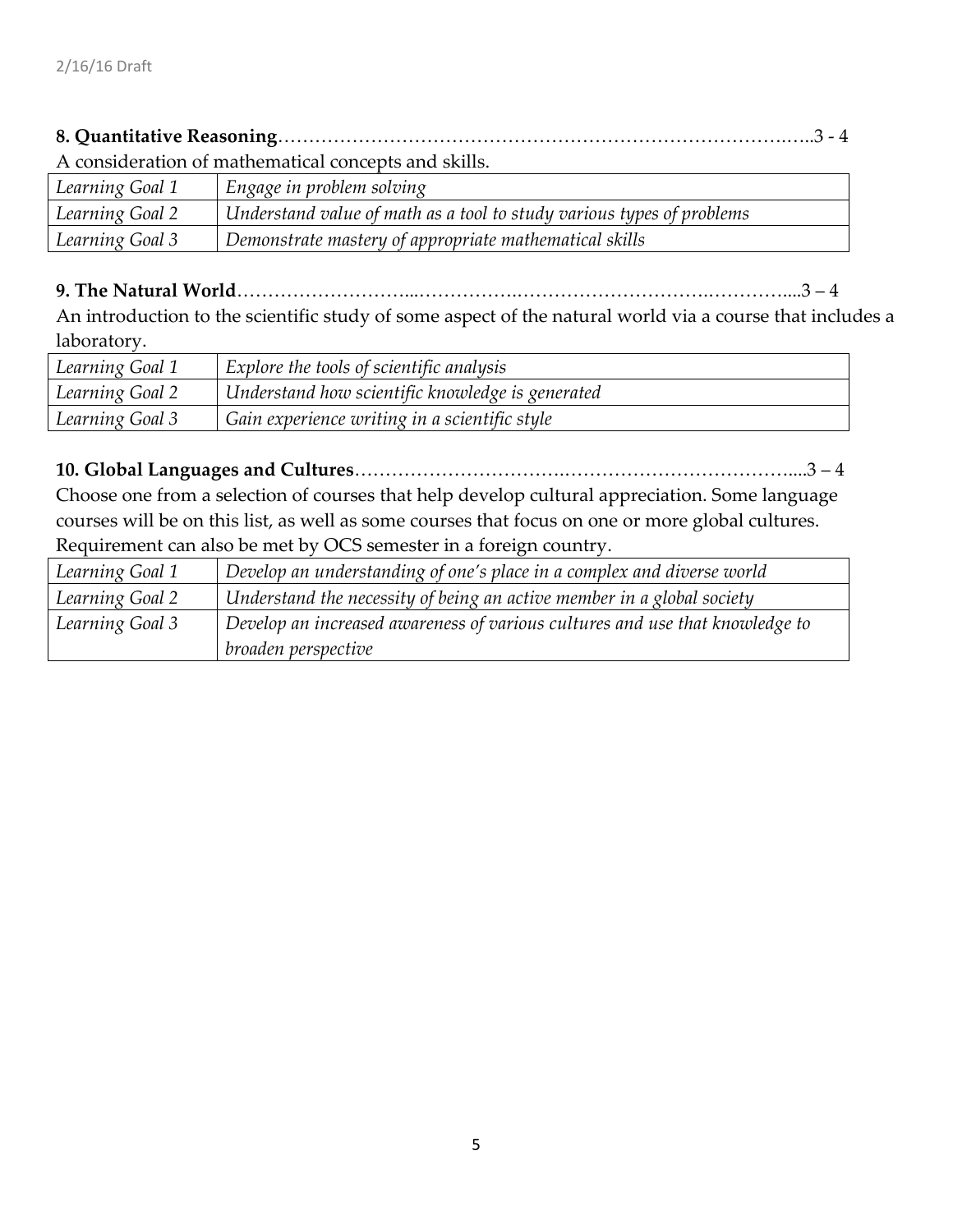**8. Quantitative Reasoning**……………………………………………………………………….…..3 - 4

A consideration of mathematical concepts and skills.

| | |
|---|---|
| *Learning Goal 1* | *Engage in problem solving* |
| *Learning Goal 2* | *Understand value of math as a tool to study various types of problems* |
| *Learning Goal 3* | *Demonstrate mastery of appropriate mathematical skills* |

**9. The Natural World**……………………...…………….……………………….…………....3 – 4

An introduction to the scientific study of some aspect of the natural world via a course that includes a laboratory.

| | |
|---|---|
| *Learning Goal 1* | *Explore the tools of scientific analysis* |
| *Learning Goal 2* | *Understand how scientific knowledge is generated* |
| *Learning Goal 3* | *Gain experience writing in a scientific style* |

**10. Global Languages and Cultures**…………………………….……………………………....3 – 4

Choose one from a selection of courses that help develop cultural appreciation. Some language courses will be on this list, as well as some courses that focus on one or more global cultures. Requirement can also be met by OCS semester in a foreign country.

| | |
|---|---|
| *Learning Goal 1* | *Develop an understanding of one's place in a complex and diverse world* |
| *Learning Goal 2* | *Understand the necessity of being an active member in a global society* |
| *Learning Goal 3* | *Develop an increased awareness of various cultures and use that knowledge to broaden perspective* |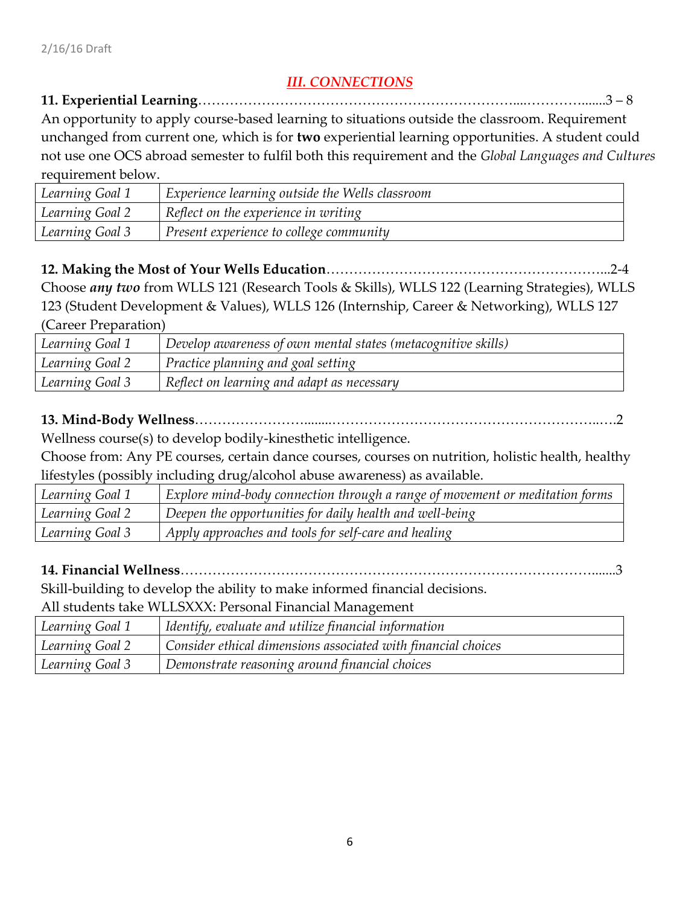## *III. CONNECTIONS*

**11. Experiential Learning**……………………………………………………………...…………........3 – 8

An opportunity to apply course-based learning to situations outside the classroom. Requirement unchanged from current one, which is for **two** experiential learning opportunities. A student could not use one OCS abroad semester to fulfil both this requirement and the *Global Languages and Cultures* requirement below.

| | |
|---|---|
| *Learning Goal 1* | *Experience learning outside the Wells classroom* |
| *Learning Goal 2* | *Reflect on the experience in writing* |
| *Learning Goal 3* | *Present experience to college community* |

**12. Making the Most of Your Wells Education**…………………………………………………...2-4

Choose ***any two*** from WLLS 121 (Research Tools & Skills), WLLS 122 (Learning Strategies), WLLS 123 (Student Development & Values), WLLS 126 (Internship, Career & Networking), WLLS 127 (Career Preparation)

| | |
|---|---|
| *Learning Goal 1* | *Develop awareness of own mental states (metacognitive skills)* |
| *Learning Goal 2* | *Practice planning and goal setting* |
| *Learning Goal 3* | *Reflect on learning and adapt as necessary* |

**13. Mind-Body Wellness**……………………........…………………………………………………..….2

Wellness course(s) to develop bodily-kinesthetic intelligence.

Choose from: Any PE courses, certain dance courses, courses on nutrition, holistic health, healthy lifestyles (possibly including drug/alcohol abuse awareness) as available.

| | |
|---|---|
| *Learning Goal 1* | *Explore mind-body connection through a range of movement or meditation forms* |
| *Learning Goal 2* | *Deepen the opportunities for daily health and well-being* |
| *Learning Goal 3* | *Apply approaches and tools for self-care and healing* |

**14. Financial Wellness**……………………………………………………………………………........3

Skill-building to develop the ability to make informed financial decisions.

All students take WLLSXXX: Personal Financial Management

| | |
|---|---|
| *Learning Goal 1* | *Identify, evaluate and utilize financial information* |
| *Learning Goal 2* | *Consider ethical dimensions associated with financial choices* |
| *Learning Goal 3* | *Demonstrate reasoning around financial choices* |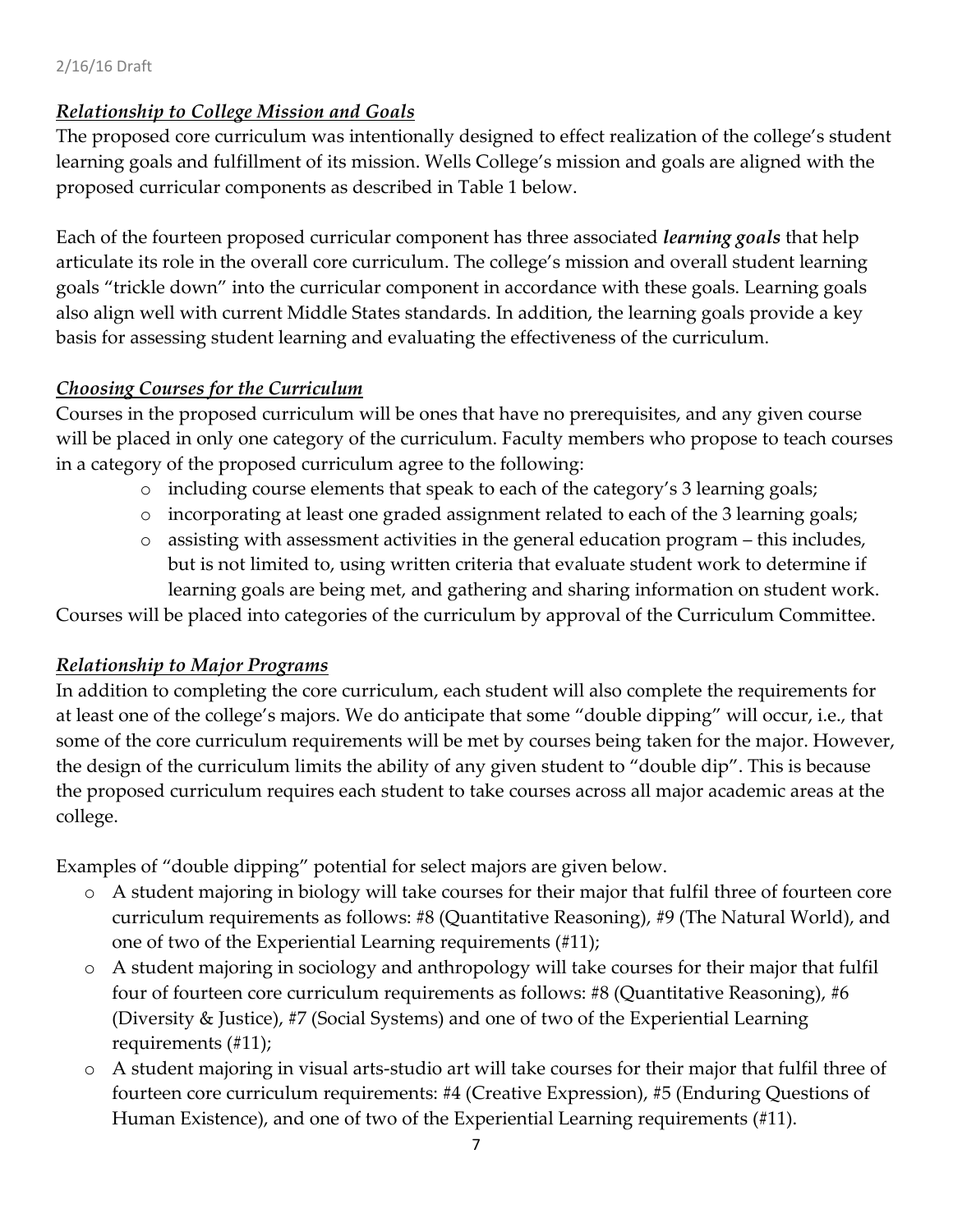### *Relationship to College Mission and Goals*

The proposed core curriculum was intentionally designed to effect realization of the college's student learning goals and fulfillment of its mission. Wells College's mission and goals are aligned with the proposed curricular components as described in Table 1 below.

Each of the fourteen proposed curricular component has three associated ***learning goals*** that help articulate its role in the overall core curriculum. The college's mission and overall student learning goals "trickle down" into the curricular component in accordance with these goals. Learning goals also align well with current Middle States standards. In addition, the learning goals provide a key basis for assessing student learning and evaluating the effectiveness of the curriculum.

### *Choosing Courses for the Curriculum*

Courses in the proposed curriculum will be ones that have no prerequisites, and any given course will be placed in only one category of the curriculum. Faculty members who propose to teach courses in a category of the proposed curriculum agree to the following:

- including course elements that speak to each of the category's 3 learning goals;
- incorporating at least one graded assignment related to each of the 3 learning goals;
- assisting with assessment activities in the general education program – this includes, but is not limited to, using written criteria that evaluate student work to determine if learning goals are being met, and gathering and sharing information on student work.

Courses will be placed into categories of the curriculum by approval of the Curriculum Committee.

### *Relationship to Major Programs*

In addition to completing the core curriculum, each student will also complete the requirements for at least one of the college's majors. We do anticipate that some "double dipping" will occur, i.e., that some of the core curriculum requirements will be met by courses being taken for the major. However, the design of the curriculum limits the ability of any given student to "double dip". This is because the proposed curriculum requires each student to take courses across all major academic areas at the college.

Examples of "double dipping" potential for select majors are given below.

- A student majoring in biology will take courses for their major that fulfil three of fourteen core curriculum requirements as follows: #8 (Quantitative Reasoning), #9 (The Natural World), and one of two of the Experiential Learning requirements (#11);
- A student majoring in sociology and anthropology will take courses for their major that fulfil four of fourteen core curriculum requirements as follows: #8 (Quantitative Reasoning), #6 (Diversity & Justice), #7 (Social Systems) and one of two of the Experiential Learning requirements (#11);
- A student majoring in visual arts-studio art will take courses for their major that fulfil three of fourteen core curriculum requirements: #4 (Creative Expression), #5 (Enduring Questions of Human Existence), and one of two of the Experiential Learning requirements (#11).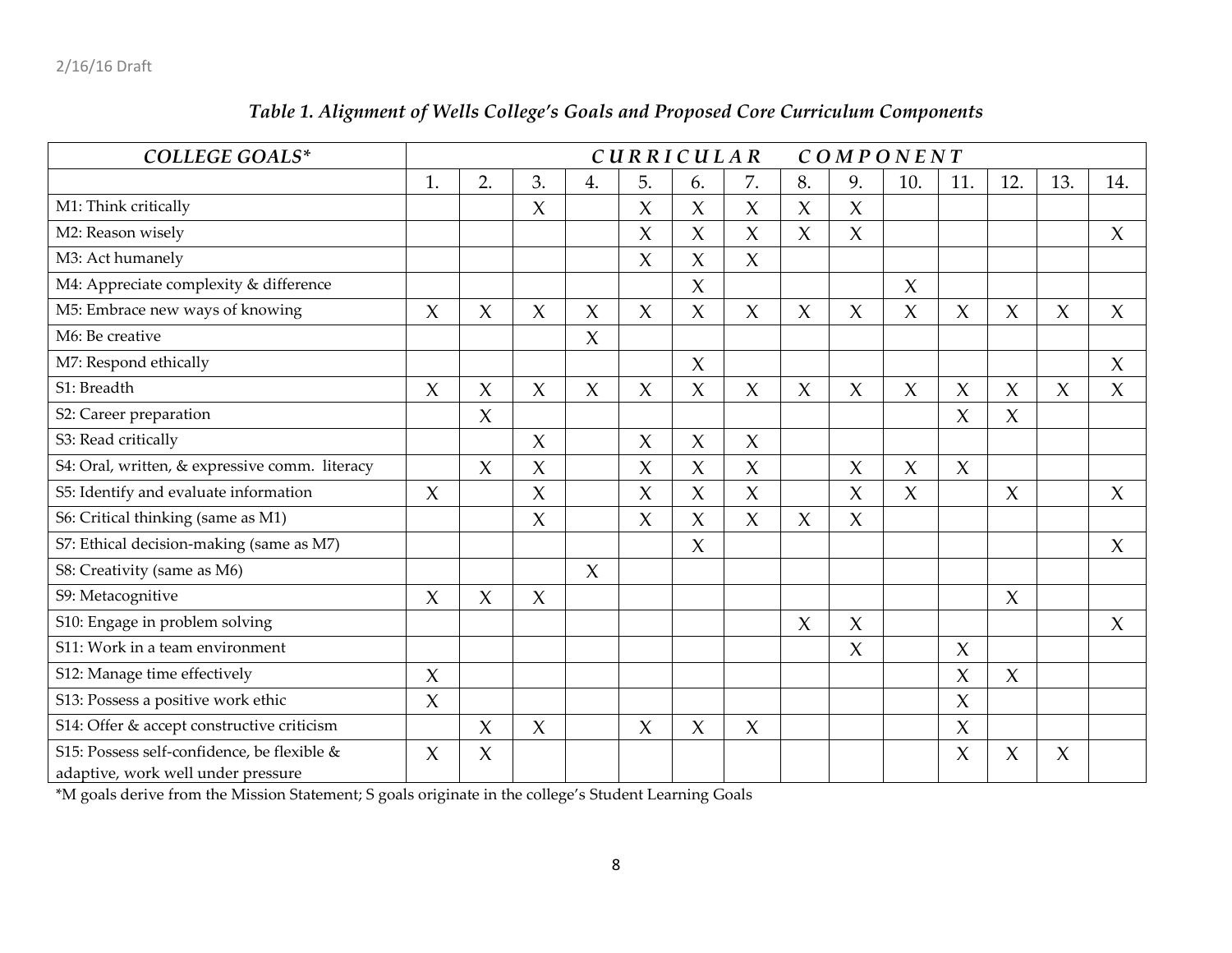*Table 1. Alignment of Wells College's Goals and Proposed Core Curriculum Components*

| *COLLEGE GOALS** | *CURRICULAR COMPONENT* | | | | | | | | | | | | | |
|---|---|---|---|---|---|---|---|---|---|---|---|---|---|---|
| | 1. | 2. | 3. | 4. | 5. | 6. | 7. | 8. | 9. | 10. | 11. | 12. | 13. | 14. |
| M1: Think critically | | | X | | X | X | X | X | X | | | | | |
| M2: Reason wisely | | | | | X | X | X | X | X | | | | | X |
| M3: Act humanely | | | | | X | X | X | | | | | | | |
| M4: Appreciate complexity & difference | | | | | | X | | | | X | | | | |
| M5: Embrace new ways of knowing | X | X | X | X | X | X | X | X | X | X | X | X | X | X |
| M6: Be creative | | | | X | | | | | | | | | | |
| M7: Respond ethically | | | | | | X | | | | | | | | X |
| S1: Breadth | X | X | X | X | X | X | X | X | X | X | X | X | X | X |
| S2: Career preparation | | X | | | | | | | | | X | X | | |
| S3: Read critically | | | X | | X | X | X | | | | | | | |
| S4: Oral, written, & expressive comm. literacy | | X | X | | X | X | X | | X | X | X | | | |
| S5: Identify and evaluate information | X | | X | | X | X | X | | X | X | | X | | X |
| S6: Critical thinking (same as M1) | | | X | | X | X | X | X | X | | | | | |
| S7: Ethical decision-making (same as M7) | | | | | | X | | | | | | | | X |
| S8: Creativity (same as M6) | | | | X | | | | | | | | | | |
| S9: Metacognitive | X | X | X | | | | | | | | | X | | |
| S10: Engage in problem solving | | | | | | | | X | X | | | | | X |
| S11: Work in a team environment | | | | | | | | | X | | X | | | |
| S12: Manage time effectively | X | | | | | | | | | | X | X | | |
| S13: Possess a positive work ethic | X | | | | | | | | | | X | | | |
| S14: Offer & accept constructive criticism | | X | X | | X | X | X | | | | X | | | |
| S15: Possess self-confidence, be flexible & adaptive, work well under pressure | X | X | | | | | | | | | X | X | X | |

*M goals derive from the Mission Statement; S goals originate in the college's Student Learning Goals